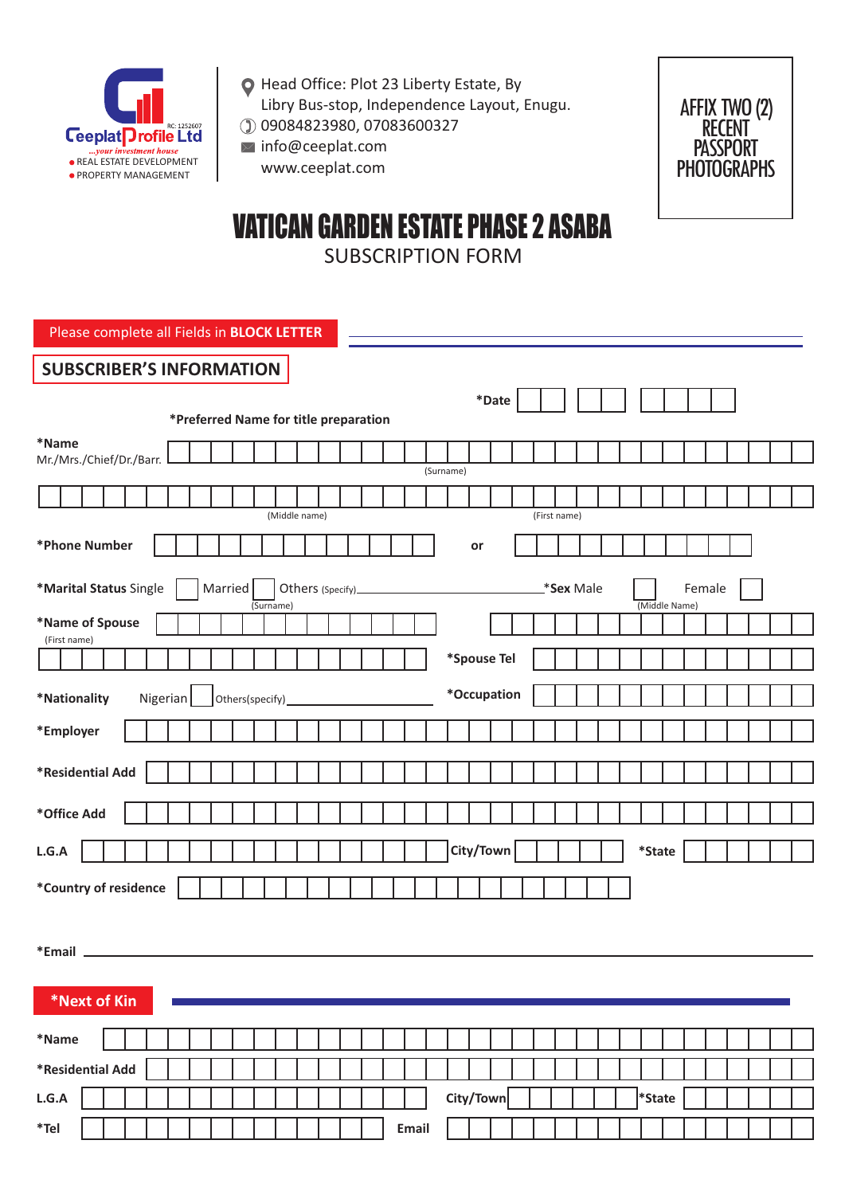Ceeplat Profile Ltd
RC: 1252607
...your investment house
● REAL ESTATE DEVELOPMENT
● PROPERTY MANAGEMENT

Head Office: Plot 23 Liberty Estate, By Libry Bus-stop, Independence Layout, Enugu.
09084823980, 07083600327
info@ceeplat.com
www.ceeplat.com

AFFIX TWO (2) RECENT PASSPORT PHOTOGRAPHS

# VATICAN GARDEN ESTATE PHASE 2 ASABA

## SUBSCRIPTION FORM

Please complete all Fields in **BLOCK LETTER**

## SUBSCRIBER'S INFORMATION

**\*Date** ______

**\*Preferred Name for title preparation**

**\*Name** Mr./Mrs./Chief/Dr./Barr. ______ (Surname)

______ (Middle name) ______ (First name)

**\*Phone Number** ______ **or** ______

**\*Marital Status** Single ☐ Married ☐ Others (Specify)______ **\*Sex** Male ☐ Female ☐

**\*Name of Spouse** ______ (Surname) ______ (Middle Name)

______ (First name) **\*Spouse Tel** ______

**\*Nationality** Nigerian ☐ Others(specify)______ **\*Occupation** ______

**\*Employer** ______

**\*Residential Add** ______

**\*Office Add** ______

**L.G.A** ______ **City/Town** ______ **\*State** ______

**\*Country of residence** ______

**\*Email** ______

## \*Next of Kin

**\*Name** ______

**\*Residential Add** ______

**L.G.A** ______ **City/Town** ______ **\*State** ______

**\*Tel** ______ **Email** ______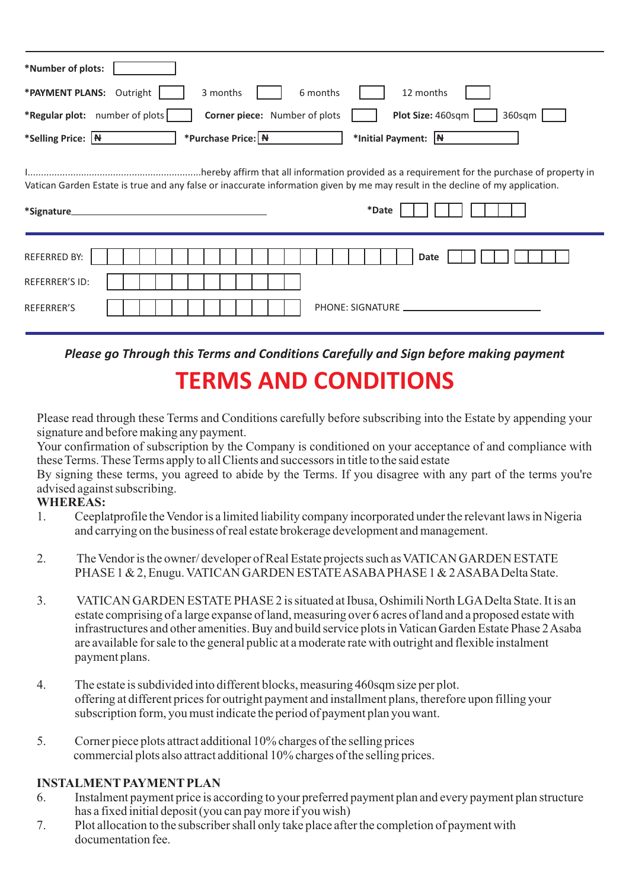*Number of plots:

*PAYMENT PLANS: Outright [ ] 3 months [ ] 6 months [ ] 12 months [ ]

*Regular plot: number of plots [ ] **Corner piece:** Number of plots [ ] **Plot Size:** 460sqm [ ] 360sqm [ ]

***Selling Price:** ₦ ***Purchase Price:** ₦ ***Initial Payment:** ₦

I...............................................................hereby affirm that all information provided as a requirement for the purchase of property in Vatican Garden Estate is true and any false or inaccurate information given by me may result in the decline of my application.

***Signature**________________________________ ***Date**

REFERRED BY: **Date**

REFERRER'S ID:

REFERRER'S PHONE: SIGNATURE ________________________

***Please go Through this Terms and Conditions Carefully and Sign before making payment***

# TERMS AND CONDITIONS

Please read through these Terms and Conditions carefully before subscribing into the Estate by appending your signature and before making any payment.
Your confirmation of subscription by the Company is conditioned on your acceptance of and compliance with these Terms. These Terms apply to all Clients and successors in title to the said estate
By signing these terms, you agreed to abide by the Terms. If you disagree with any part of the terms you're advised against subscribing.

**WHEREAS:**

1. Ceeplatprofile the Vendor is a limited liability company incorporated under the relevant laws in Nigeria and carrying on the business of real estate brokerage development and management.

2. The Vendor is the owner/ developer of Real Estate projects such as VATICAN GARDEN ESTATE PHASE 1 & 2, Enugu. VATICAN GARDEN ESTATE ASABA PHASE 1 & 2 ASABA Delta State.

3. VATICAN GARDEN ESTATE PHASE 2 is situated at Ibusa, Oshimili North LGA Delta State. It is an estate comprising of a large expanse of land, measuring over 6 acres of land and a proposed estate with infrastructures and other amenities. Buy and build service plots in Vatican Garden Estate Phase 2 Asaba are available for sale to the general public at a moderate rate with outright and flexible instalment payment plans.

4. The estate is subdivided into different blocks, measuring 460sqm size per plot. offering at different prices for outright payment and installment plans, therefore upon filling your subscription form, you must indicate the period of payment plan you want.

5. Corner piece plots attract additional 10% charges of the selling prices commercial plots also attract additional 10% charges of the selling prices.

**INSTALMENT PAYMENT PLAN**

6. Instalment payment price is according to your preferred payment plan and every payment plan structure has a fixed initial deposit (you can pay more if you wish)
7. Plot allocation to the subscriber shall only take place after the completion of payment with documentation fee.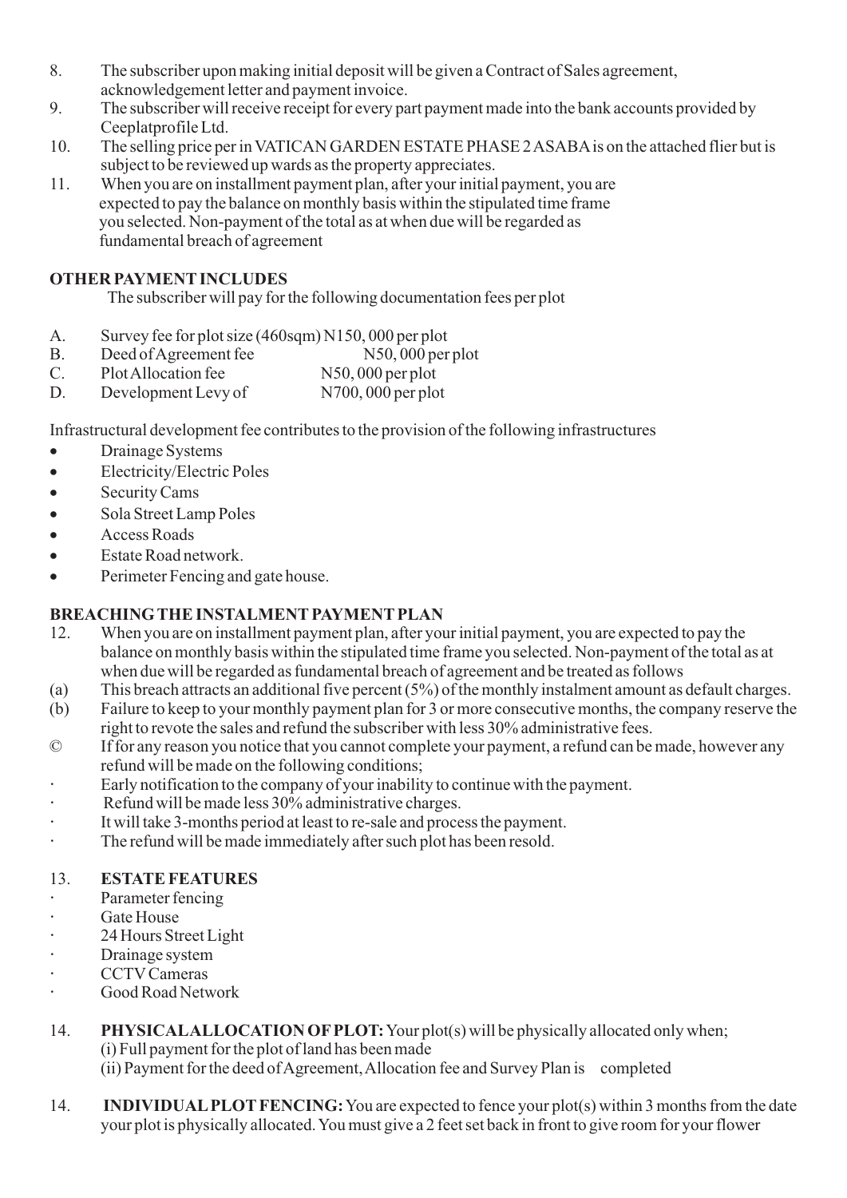8. The subscriber upon making initial deposit will be given a Contract of Sales agreement, acknowledgement letter and payment invoice.
9. The subscriber will receive receipt for every part payment made into the bank accounts provided by Ceeplatprofile Ltd.
10. The selling price per in VATICAN GARDEN ESTATE PHASE 2 ASABA is on the attached flier but is subject to be reviewed up wards as the property appreciates.
11. When you are on installment payment plan, after your initial payment, you are expected to pay the balance on monthly basis within the stipulated time frame you selected. Non-payment of the total as at when due will be regarded as fundamental breach of agreement

**OTHER PAYMENT INCLUDES**

The subscriber will pay for the following documentation fees per plot

A. Survey fee for plot size (460sqm) N150, 000 per plot
B. Deed of Agreement fee N50, 000 per plot
C. Plot Allocation fee N50, 000 per plot
D. Development Levy of N700, 000 per plot

Infrastructural development fee contributes to the provision of the following infrastructures

- Drainage Systems
- Electricity/Electric Poles
- Security Cams
- Sola Street Lamp Poles
- Access Roads
- Estate Road network.
- Perimeter Fencing and gate house.

**BREACHING THE INSTALMENT PAYMENT PLAN**

12. When you are on installment payment plan, after your initial payment, you are expected to pay the balance on monthly basis within the stipulated time frame you selected. Non-payment of the total as at when due will be regarded as fundamental breach of agreement and be treated as follows

(a) This breach attracts an additional five percent (5%) of the monthly instalment amount as default charges.
(b) Failure to keep to your monthly payment plan for 3 or more consecutive months, the company reserve the right to revote the sales and refund the subscriber with less 30% administrative fees.
© If for any reason you notice that you cannot complete your payment, a refund can be made, however any refund will be made on the following conditions;

- Early notification to the company of your inability to continue with the payment.
- Refund will be made less 30% administrative charges.
- It will take 3-months period at least to re-sale and process the payment.
- The refund will be made immediately after such plot has been resold.

13. **ESTATE FEATURES**

- Parameter fencing
- Gate House
- 24 Hours Street Light
- Drainage system
- CCTV Cameras
- Good Road Network

14. **PHYSICAL ALLOCATION OF PLOT:** Your plot(s) will be physically allocated only when;
(i) Full payment for the plot of land has been made
(ii) Payment for the deed of Agreement, Allocation fee and Survey Plan is completed

14. **INDIVIDUAL PLOT FENCING:** You are expected to fence your plot(s) within 3 months from the date your plot is physically allocated. You must give a 2 feet set back in front to give room for your flower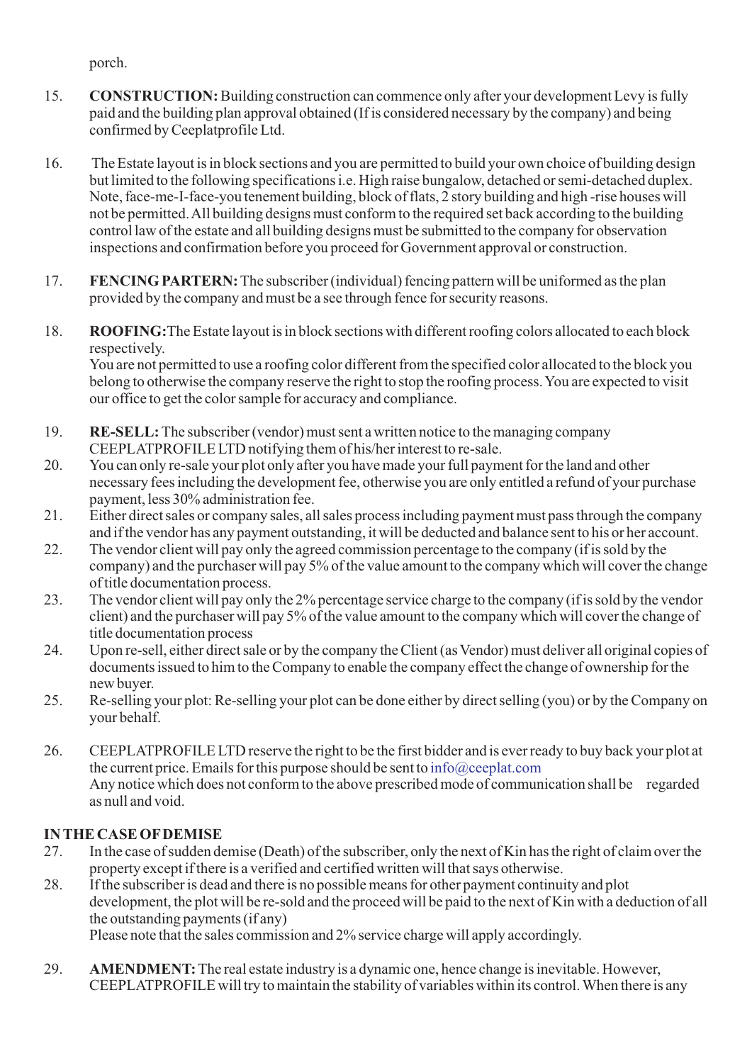porch.

15. **CONSTRUCTION:** Building construction can commence only after your development Levy is fully paid and the building plan approval obtained (If is considered necessary by the company) and being confirmed by Ceeplatprofile Ltd.

16. The Estate layout is in block sections and you are permitted to build your own choice of building design but limited to the following specifications i.e. High raise bungalow, detached or semi-detached duplex. Note, face-me-I-face-you tenement building, block of flats, 2 story building and high -rise houses will not be permitted. All building designs must conform to the required set back according to the building control law of the estate and all building designs must be submitted to the company for observation inspections and confirmation before you proceed for Government approval or construction.

17. **FENCING PARTERN:** The subscriber (individual) fencing pattern will be uniformed as the plan provided by the company and must be a see through fence for security reasons.

18. **ROOFING:** The Estate layout is in block sections with different roofing colors allocated to each block respectively.
    You are not permitted to use a roofing color different from the specified color allocated to the block you belong to otherwise the company reserve the right to stop the roofing process. You are expected to visit our office to get the color sample for accuracy and compliance.

19. **RE-SELL:** The subscriber (vendor) must sent a written notice to the managing company CEEPLATPROFILE LTD notifying them of his/her interest to re-sale.
20. You can only re-sale your plot only after you have made your full payment for the land and other necessary fees including the development fee, otherwise you are only entitled a refund of your purchase payment, less 30% administration fee.
21. Either direct sales or company sales, all sales process including payment must pass through the company and if the vendor has any payment outstanding, it will be deducted and balance sent to his or her account.
22. The vendor client will pay only the agreed commission percentage to the company (if is sold by the company) and the purchaser will pay 5% of the value amount to the company which will cover the change of title documentation process.
23. The vendor client will pay only the 2% percentage service charge to the company (if is sold by the vendor client) and the purchaser will pay 5% of the value amount to the company which will cover the change of title documentation process
24. Upon re-sell, either direct sale or by the company the Client (as Vendor) must deliver all original copies of documents issued to him to the Company to enable the company effect the change of ownership for the new buyer.
25. Re-selling your plot: Re-selling your plot can be done either by direct selling (you) or by the Company on your behalf.

26. CEEPLATPROFILE LTD reserve the right to be the first bidder and is ever ready to buy back your plot at the current price. Emails for this purpose should be sent to info@ceeplat.com
    Any notice which does not conform to the above prescribed mode of communication shall be regarded as null and void.

**IN THE CASE OF DEMISE**

27. In the case of sudden demise (Death) of the subscriber, only the next of Kin has the right of claim over the property except if there is a verified and certified written will that says otherwise.
28. If the subscriber is dead and there is no possible means for other payment continuity and plot development, the plot will be re-sold and the proceed will be paid to the next of Kin with a deduction of all the outstanding payments (if any)
    Please note that the sales commission and 2% service charge will apply accordingly.

29. **AMENDMENT:** The real estate industry is a dynamic one, hence change is inevitable. However, CEEPLATPROFILE will try to maintain the stability of variables within its control. When there is any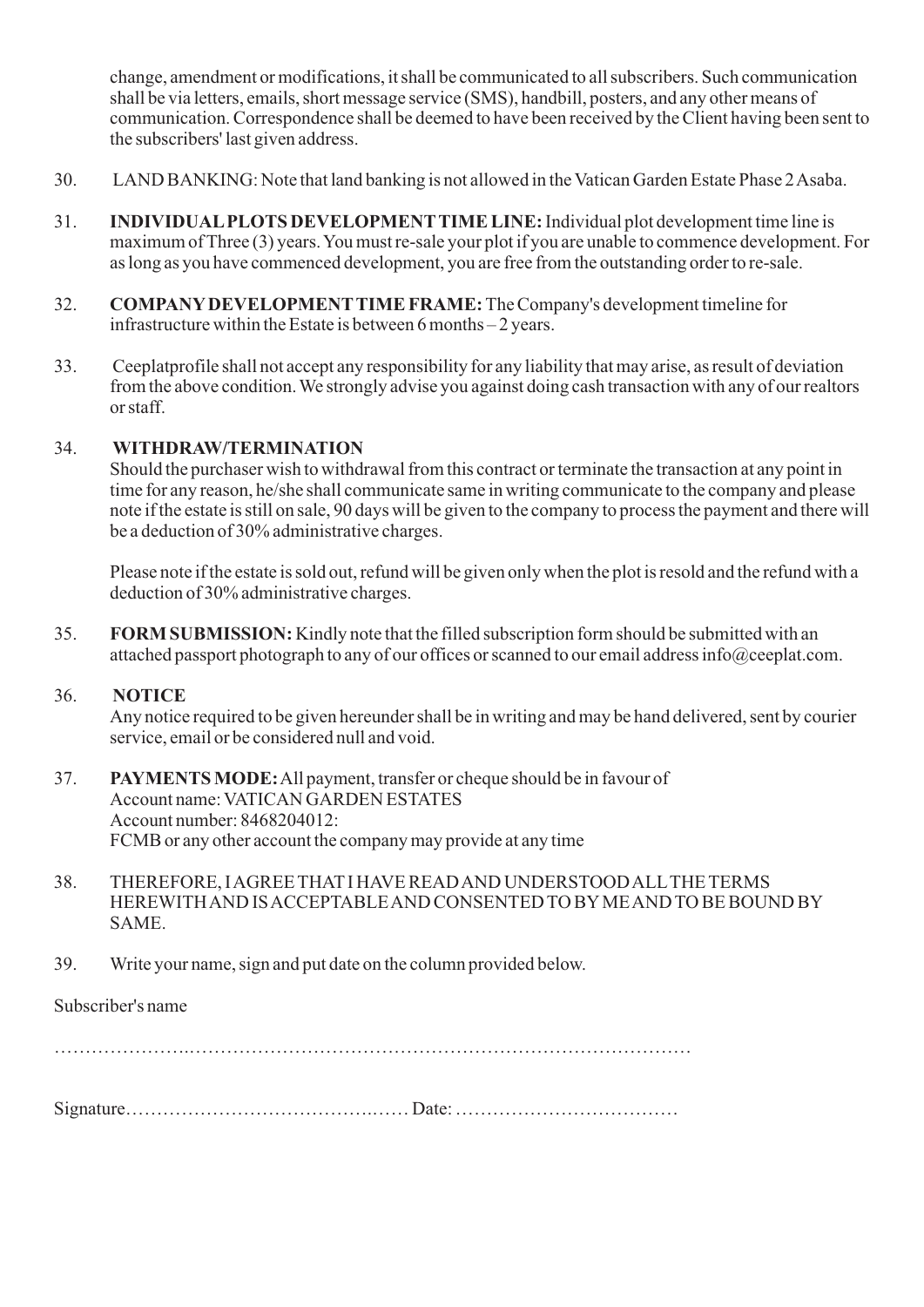change, amendment or modifications, it shall be communicated to all subscribers. Such communication shall be via letters, emails, short message service (SMS), handbill, posters, and any other means of communication. Correspondence shall be deemed to have been received by the Client having been sent to the subscribers' last given address.

30. LAND BANKING: Note that land banking is not allowed in the Vatican Garden Estate Phase 2 Asaba.

31. **INDIVIDUAL PLOTS DEVELOPMENT TIME LINE:** Individual plot development time line is maximum of Three (3) years. You must re-sale your plot if you are unable to commence development. For as long as you have commenced development, you are free from the outstanding order to re-sale.

32. **COMPANY DEVELOPMENT TIME FRAME:** The Company's development timeline for infrastructure within the Estate is between 6 months – 2 years.

33. Ceeplatprofile shall not accept any responsibility for any liability that may arise, as result of deviation from the above condition. We strongly advise you against doing cash transaction with any of our realtors or staff.

34. **WITHDRAW/TERMINATION**

    Should the purchaser wish to withdrawal from this contract or terminate the transaction at any point in time for any reason, he/she shall communicate same in writing communicate to the company and please note if the estate is still on sale, 90 days will be given to the company to process the payment and there will be a deduction of 30% administrative charges.

    Please note if the estate is sold out, refund will be given only when the plot is resold and the refund with a deduction of 30% administrative charges.

35. **FORM SUBMISSION:** Kindly note that the filled subscription form should be submitted with an attached passport photograph to any of our offices or scanned to our email address info@ceeplat.com.

36. **NOTICE**

    Any notice required to be given hereunder shall be in writing and may be hand delivered, sent by courier service, email or be considered null and void.

37. **PAYMENTS MODE:** All payment, transfer or cheque should be in favour of
    Account name: VATICAN GARDEN ESTATES
    Account number: 8468204012:
    FCMB or any other account the company may provide at any time

38. THEREFORE, I AGREE THAT I HAVE READ AND UNDERSTOOD ALL THE TERMS HEREWITH AND IS ACCEPTABLE AND CONSENTED TO BY ME AND TO BE BOUND BY SAME.

39. Write your name, sign and put date on the column provided below.

Subscriber's name

……………………………………………………………………………………………

Signature……………………………………… Date: ………………………………